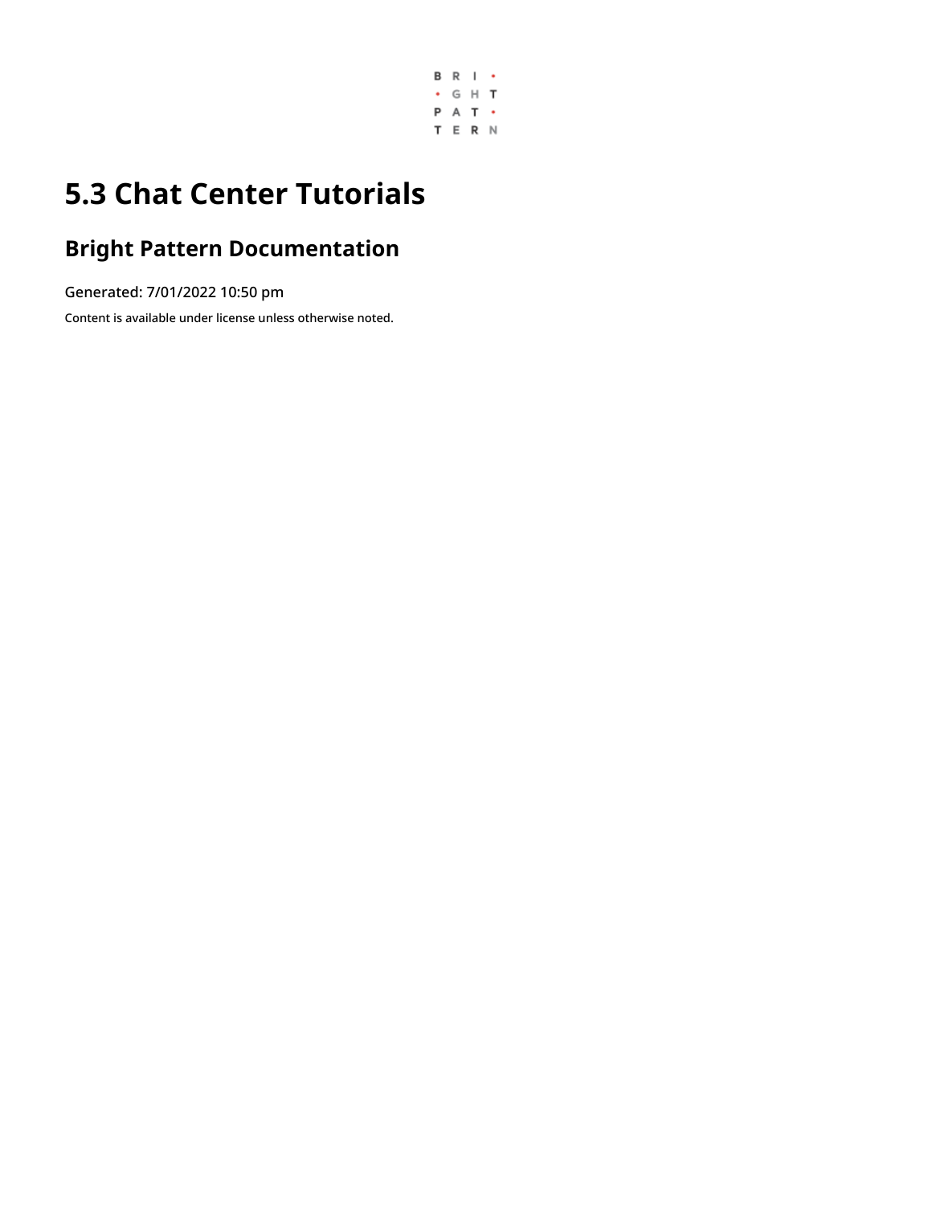# 5.3 Chat Center Tutorials

## Bright Pattern Documentation

Generated: 7/01/2022 10:50 pm

Content is available under license unless otherwise noted.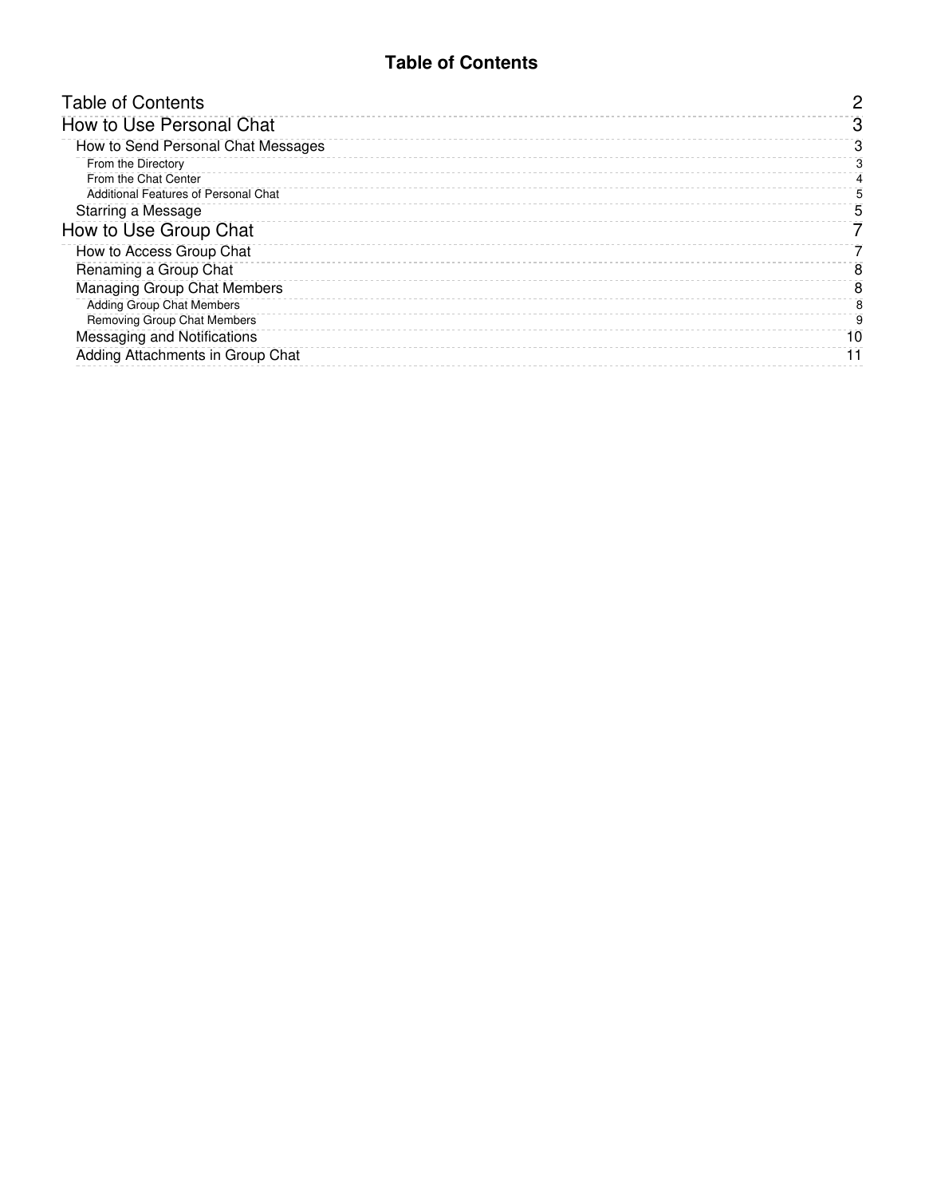# Table of Contents

- Table of Contents — 2
- How to Use Personal Chat — 3
  - How to Send Personal Chat Messages — 3
    - From the Directory — 3
    - From the Chat Center — 4
    - Additional Features of Personal Chat — 5
  - Starring a Message — 5
- How to Use Group Chat — 7
  - How to Access Group Chat — 7
  - Renaming a Group Chat — 8
  - Managing Group Chat Members — 8
    - Adding Group Chat Members — 8
    - Removing Group Chat Members — 9
  - Messaging and Notifications — 10
  - Adding Attachments in Group Chat — 11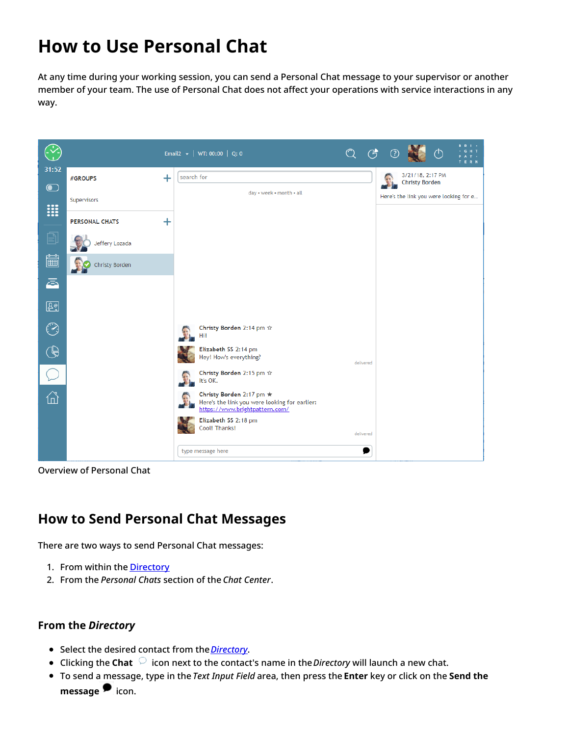# How to Use Personal Chat

At any time during your working session, you can send a Personal Chat message to your supervisor or another member of your team. The use of Personal Chat does not affect your operations with service interactions in any way.

Overview of Personal Chat

## How to Send Personal Chat Messages

There are two ways to send Personal Chat messages:

1. From within the Directory
2. From the *Personal Chats* section of the *Chat Center*.

### From the *Directory*

- Select the desired contact from the *Directory*.
- Clicking the **Chat** icon next to the contact's name in the *Directory* will launch a new chat.
- To send a message, type in the *Text Input Field* area, then press the **Enter** key or click on the **Send the message** icon.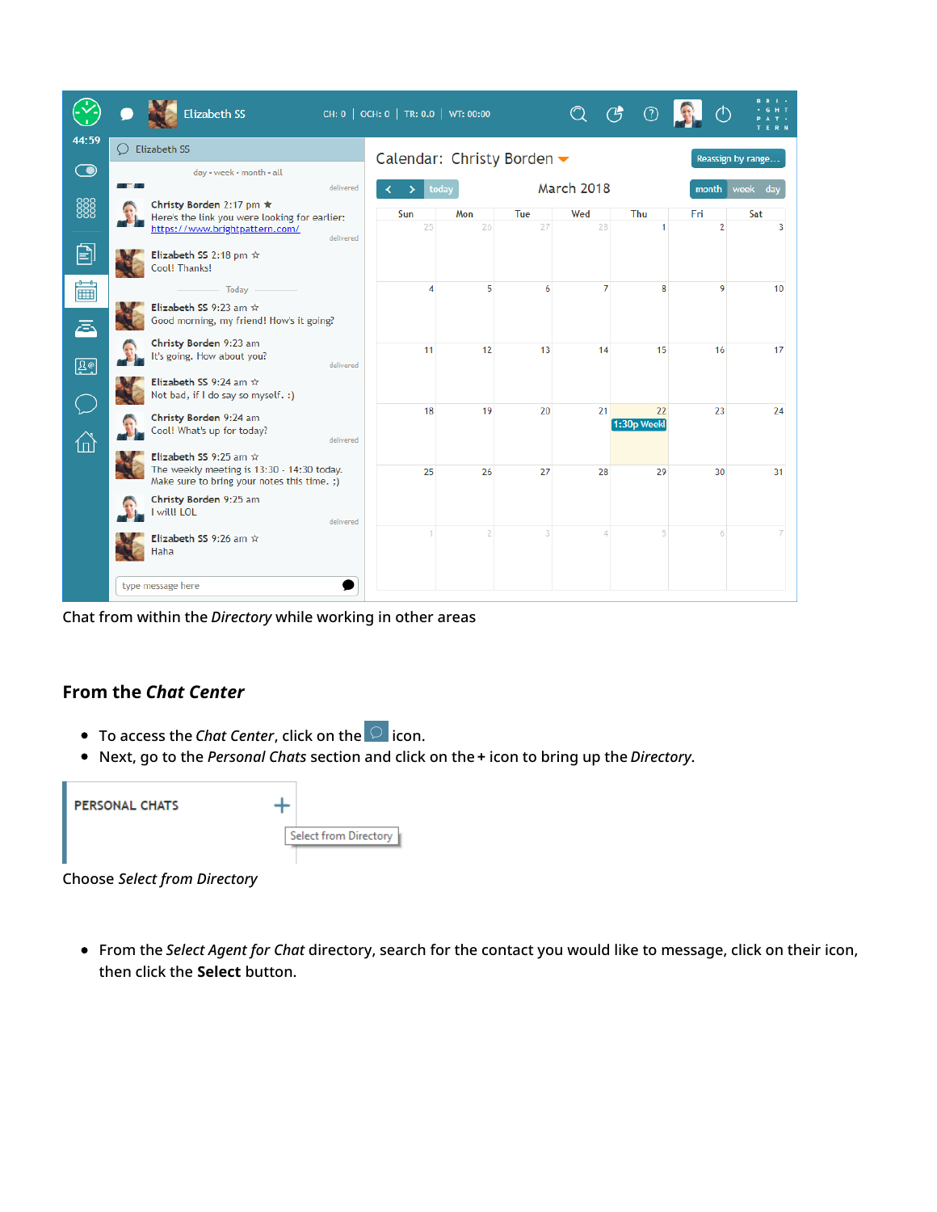Chat from within the *Directory* while working in other areas

## From the *Chat Center*

- To access the *Chat Center*, click on the icon.
- Next, go to the *Personal Chats* section and click on the **+** icon to bring up the *Directory*.

Choose *Select from Directory*

- From the *Select Agent for Chat* directory, search for the contact you would like to message, click on their icon, then click the **Select** button.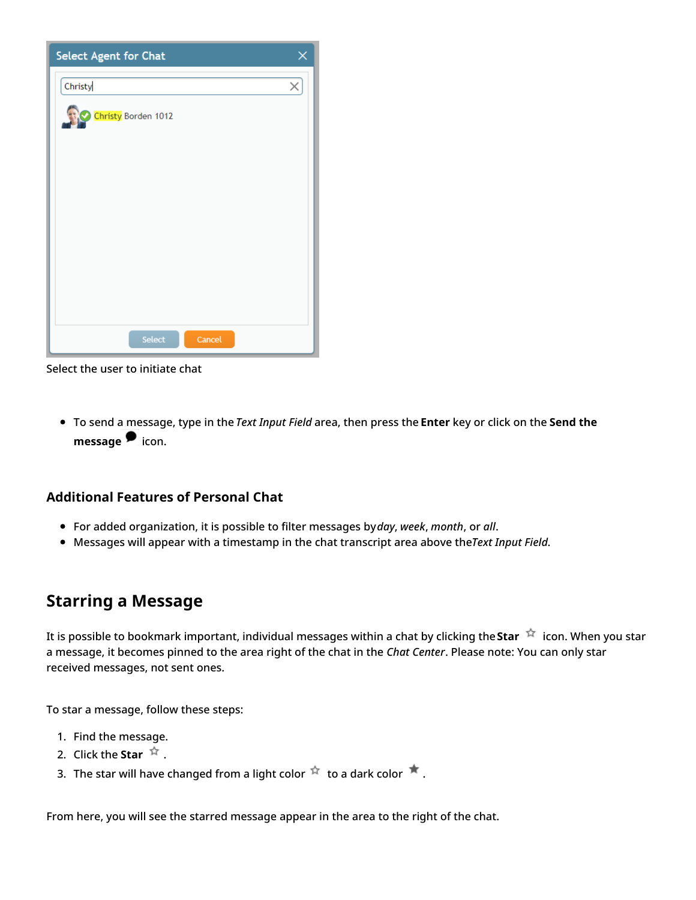Select the user to initiate chat

- To send a message, type in the *Text Input Field* area, then press the **Enter** key or click on the **Send the message** icon.

### Additional Features of Personal Chat

- For added organization, it is possible to filter messages by *day*, *week*, *month*, or *all*.
- Messages will appear with a timestamp in the chat transcript area above the *Text Input Field*.

## Starring a Message

It is possible to bookmark important, individual messages within a chat by clicking the **Star** icon. When you star a message, it becomes pinned to the area right of the chat in the *Chat Center*. Please note: You can only star received messages, not sent ones.

To star a message, follow these steps:

1. Find the message.
2. Click the **Star** .
3. The star will have changed from a light color to a dark color .

From here, you will see the starred message appear in the area to the right of the chat.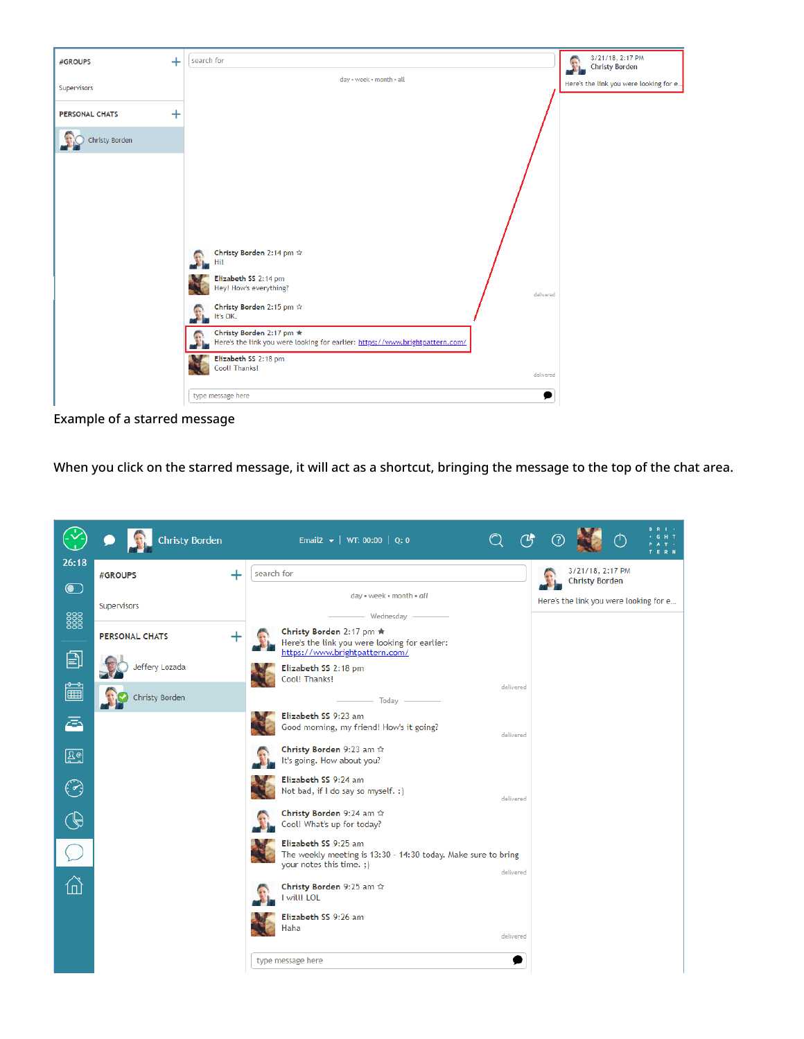Example of a starred message

When you click on the starred message, it will act as a shortcut, bringing the message to the top of the chat area.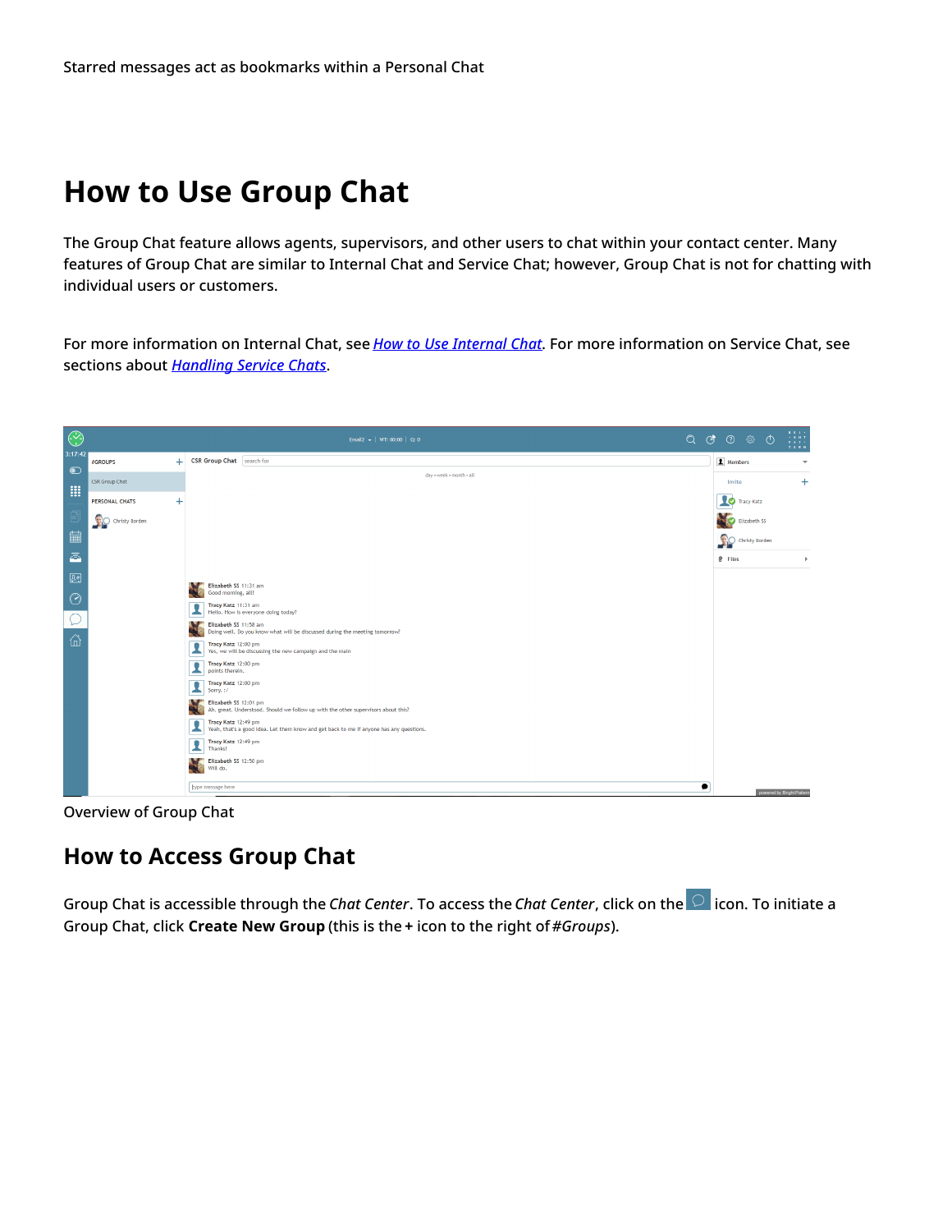Starred messages act as bookmarks within a Personal Chat

# How to Use Group Chat

The Group Chat feature allows agents, supervisors, and other users to chat within your contact center. Many features of Group Chat are similar to Internal Chat and Service Chat; however, Group Chat is not for chatting with individual users or customers.

For more information on Internal Chat, see *How to Use Internal Chat*. For more information on Service Chat, see sections about *Handling Service Chats*.

Overview of Group Chat

## How to Access Group Chat

Group Chat is accessible through the *Chat Center*. To access the *Chat Center*, click on the icon. To initiate a Group Chat, click **Create New Group** (this is the **+** icon to the right of *#Groups*).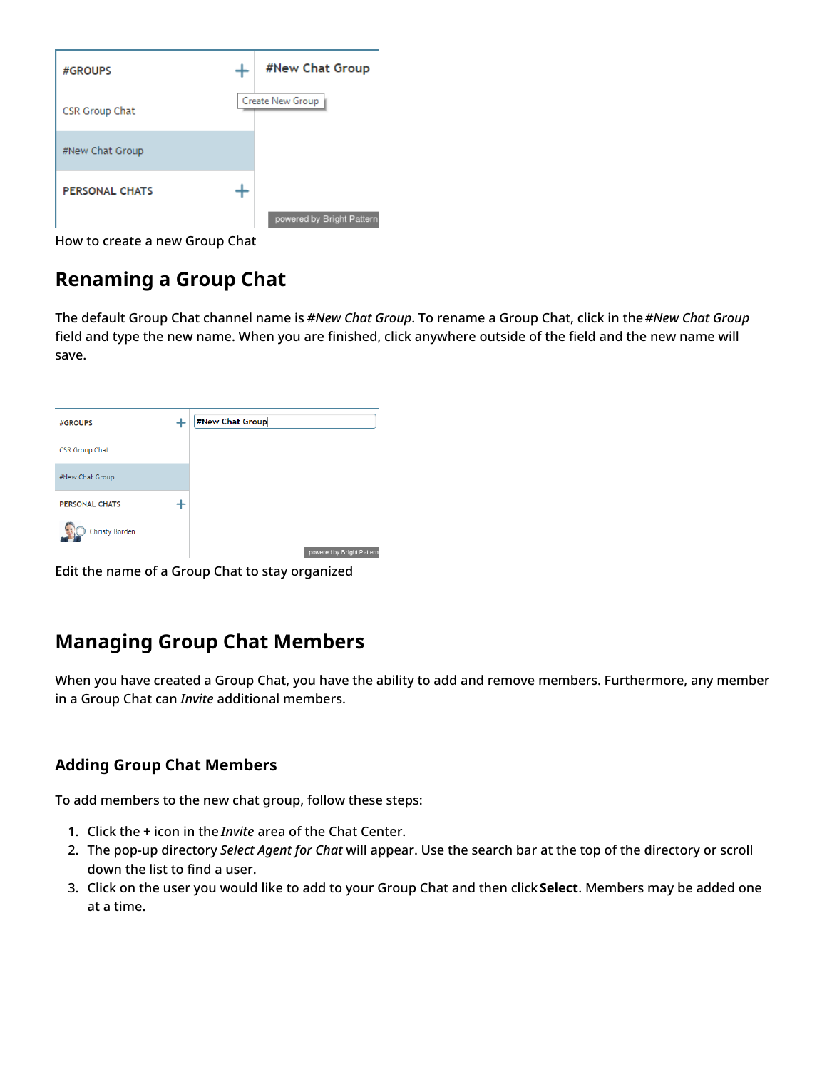How to create a new Group Chat

## Renaming a Group Chat

The default Group Chat channel name is *#New Chat Group*. To rename a Group Chat, click in the *#New Chat Group* field and type the new name. When you are finished, click anywhere outside of the field and the new name will save.

Edit the name of a Group Chat to stay organized

## Managing Group Chat Members

When you have created a Group Chat, you have the ability to add and remove members. Furthermore, any member in a Group Chat can *Invite* additional members.

### Adding Group Chat Members

To add members to the new chat group, follow these steps:

1. Click the **+** icon in the *Invite* area of the Chat Center.
2. The pop-up directory *Select Agent for Chat* will appear. Use the search bar at the top of the directory or scroll down the list to find a user.
3. Click on the user you would like to add to your Group Chat and then click **Select**. Members may be added one at a time.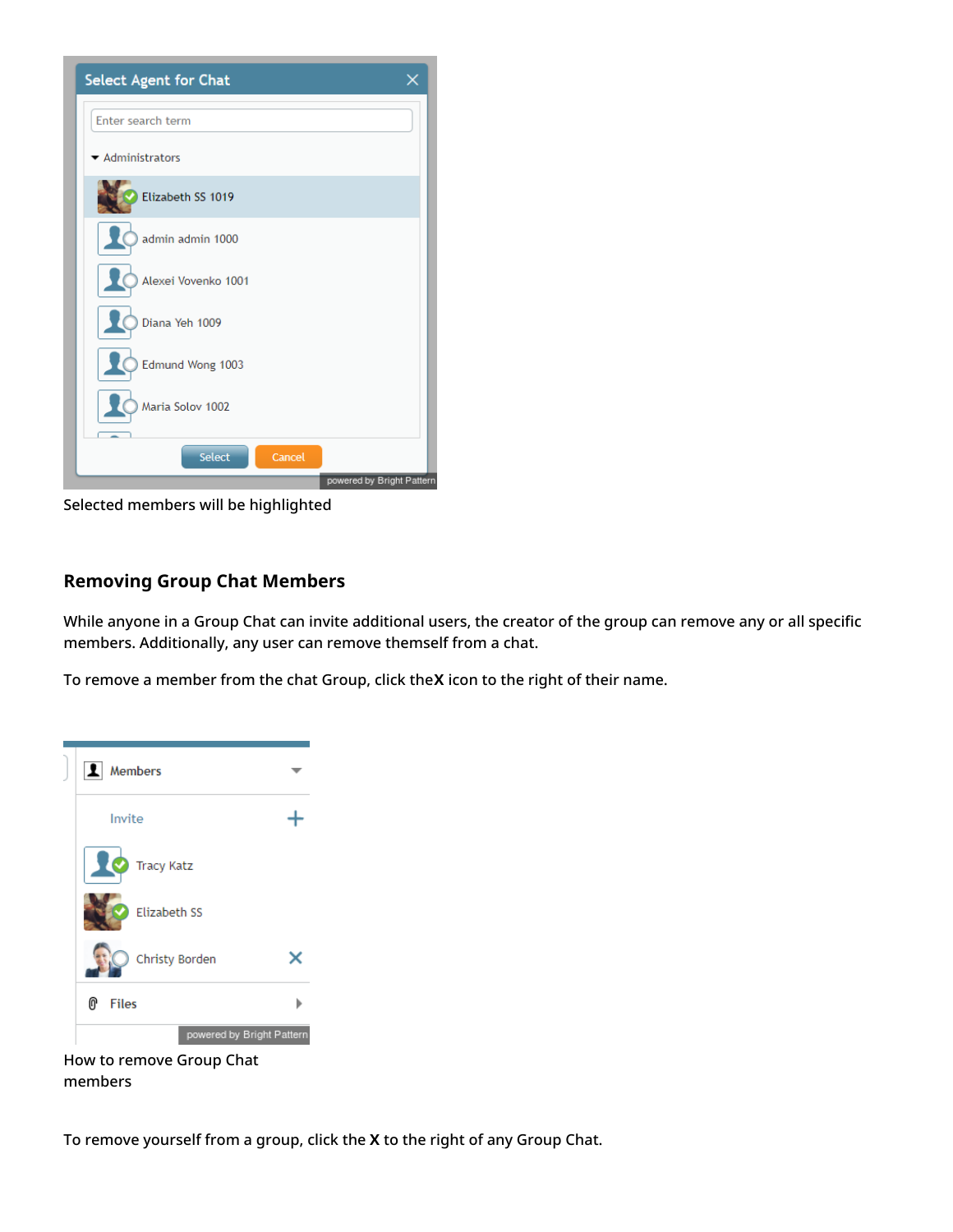Selected members will be highlighted

## Removing Group Chat Members

While anyone in a Group Chat can invite additional users, the creator of the group can remove any or all specific members. Additionally, any user can remove themself from a chat.

To remove a member from the chat Group, click the**X** icon to the right of their name.

How to remove Group Chat members

To remove yourself from a group, click the **X** to the right of any Group Chat.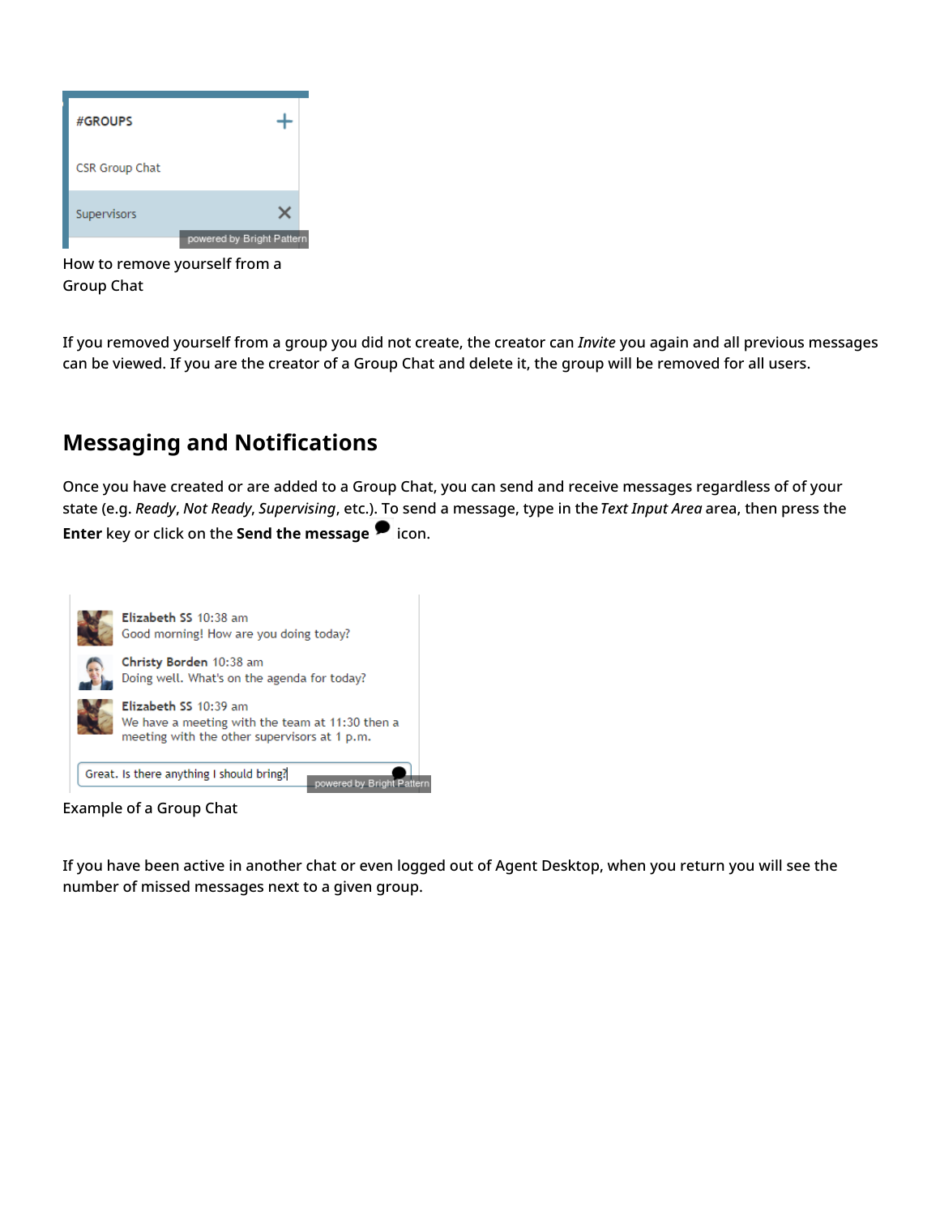How to remove yourself from a Group Chat

If you removed yourself from a group you did not create, the creator can *Invite* you again and all previous messages can be viewed. If you are the creator of a Group Chat and delete it, the group will be removed for all users.

## Messaging and Notifications

Once you have created or are added to a Group Chat, you can send and receive messages regardless of of your state (e.g. *Ready*, *Not Ready*, *Supervising*, etc.). To send a message, type in the *Text Input Area* area, then press the **Enter** key or click on the **Send the message** icon.

Example of a Group Chat

If you have been active in another chat or even logged out of Agent Desktop, when you return you will see the number of missed messages next to a given group.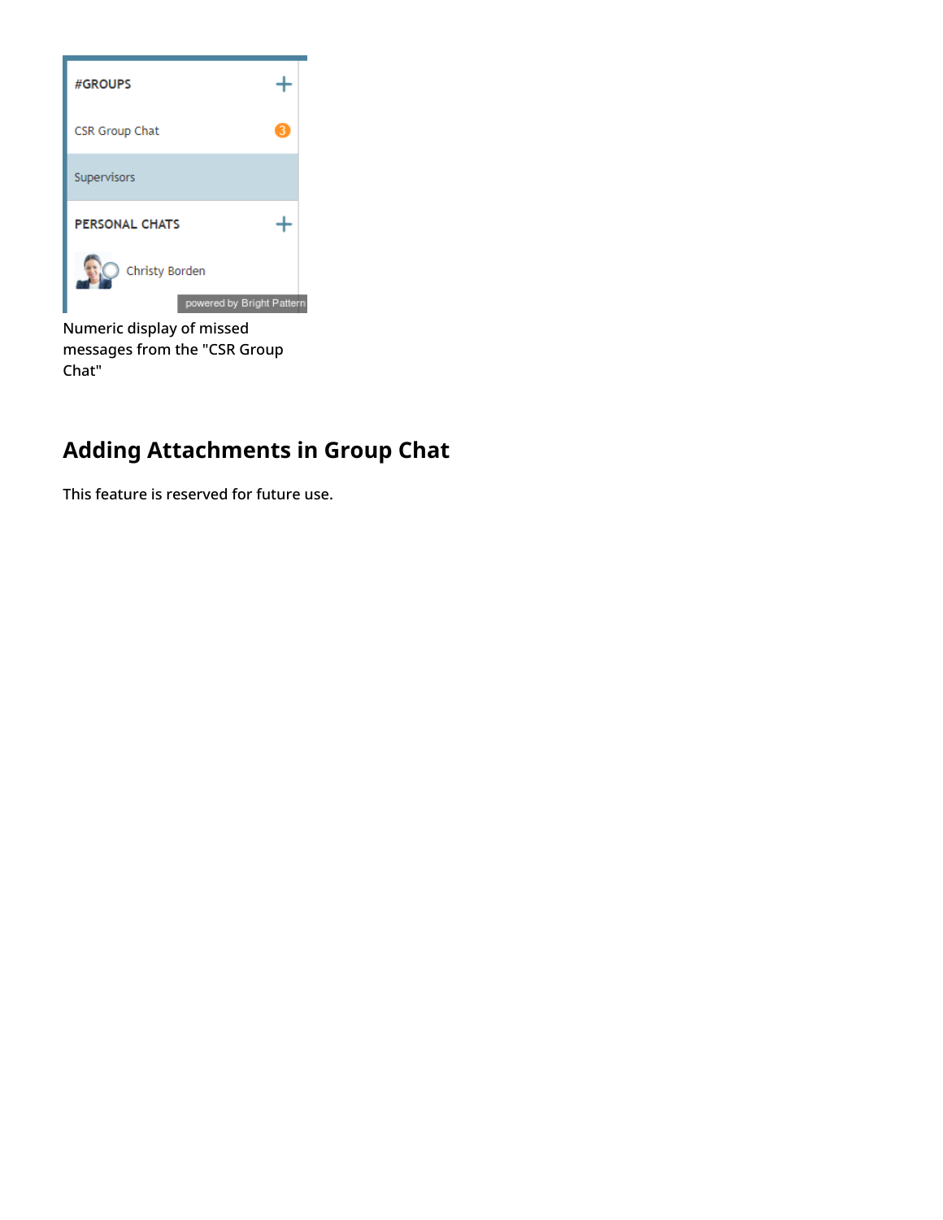Numeric display of missed messages from the "CSR Group Chat"

## Adding Attachments in Group Chat

This feature is reserved for future use.